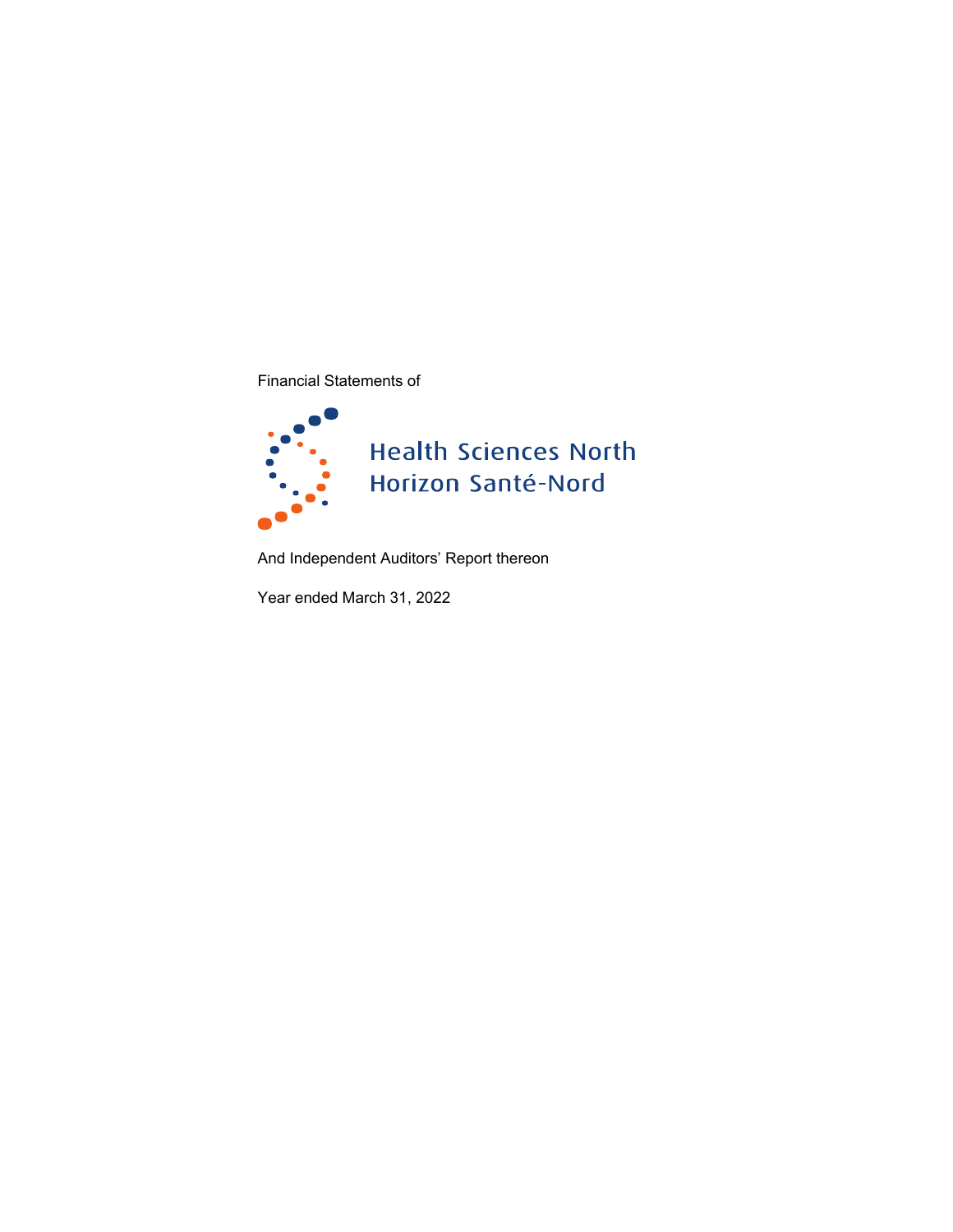Financial Statements of

# Health Sciences North
# Horizon Santé-Nord

And Independent Auditors' Report thereon

Year ended March 31, 2022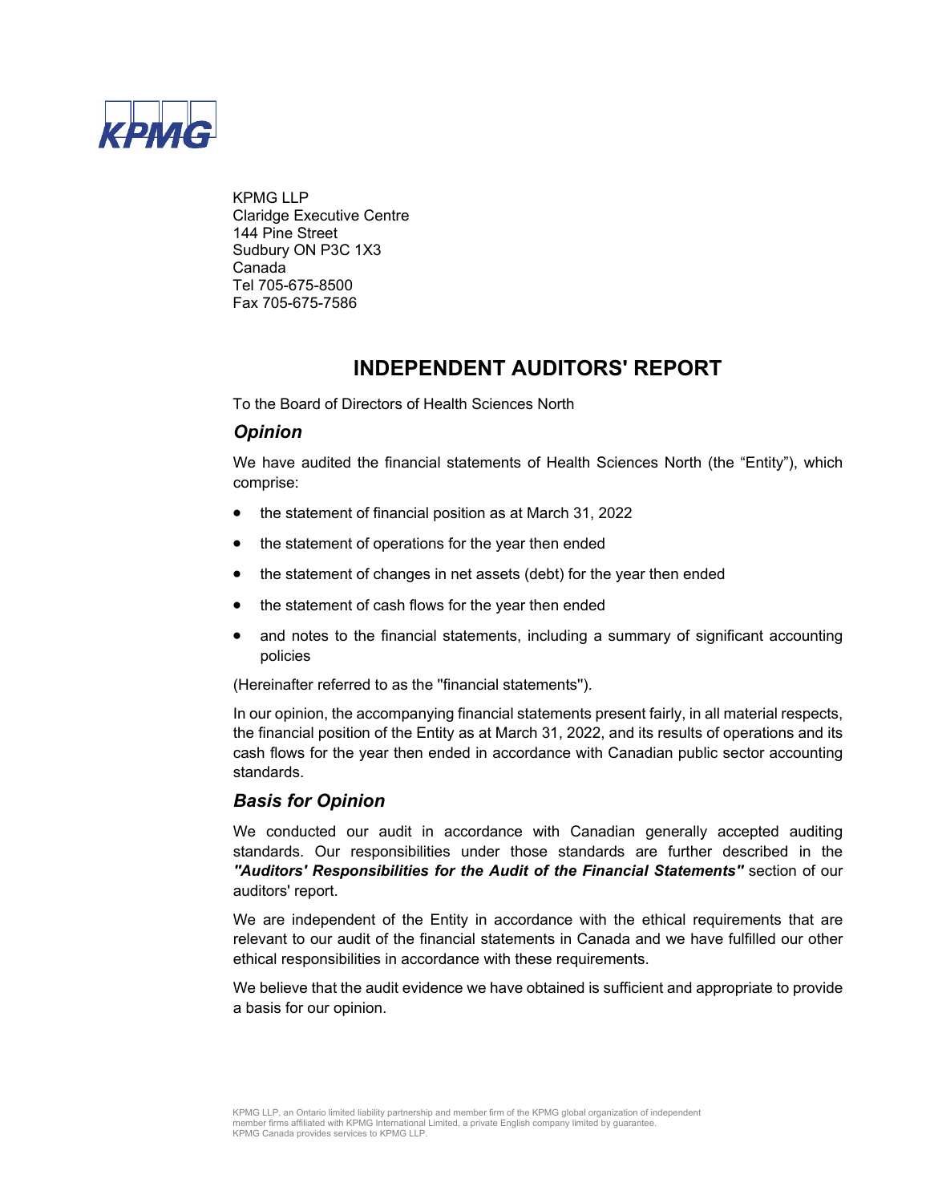KPMG LLP
Claridge Executive Centre
144 Pine Street
Sudbury ON P3C 1X3
Canada
Tel 705-675-8500
Fax 705-675-7586

# INDEPENDENT AUDITORS' REPORT

To the Board of Directors of Health Sciences North

## *Opinion*

We have audited the financial statements of Health Sciences North (the "Entity"), which comprise:

- the statement of financial position as at March 31, 2022
- the statement of operations for the year then ended
- the statement of changes in net assets (debt) for the year then ended
- the statement of cash flows for the year then ended
- and notes to the financial statements, including a summary of significant accounting policies

(Hereinafter referred to as the "financial statements").

In our opinion, the accompanying financial statements present fairly, in all material respects, the financial position of the Entity as at March 31, 2022, and its results of operations and its cash flows for the year then ended in accordance with Canadian public sector accounting standards.

## *Basis for Opinion*

We conducted our audit in accordance with Canadian generally accepted auditing standards. Our responsibilities under those standards are further described in the ***"Auditors' Responsibilities for the Audit of the Financial Statements"*** section of our auditors' report.

We are independent of the Entity in accordance with the ethical requirements that are relevant to our audit of the financial statements in Canada and we have fulfilled our other ethical responsibilities in accordance with these requirements.

We believe that the audit evidence we have obtained is sufficient and appropriate to provide a basis for our opinion.

KPMG LLP, an Ontario limited liability partnership and member firm of the KPMG global organization of independent member firms affiliated with KPMG International Limited, a private English company limited by guarantee.
KPMG Canada provides services to KPMG LLP.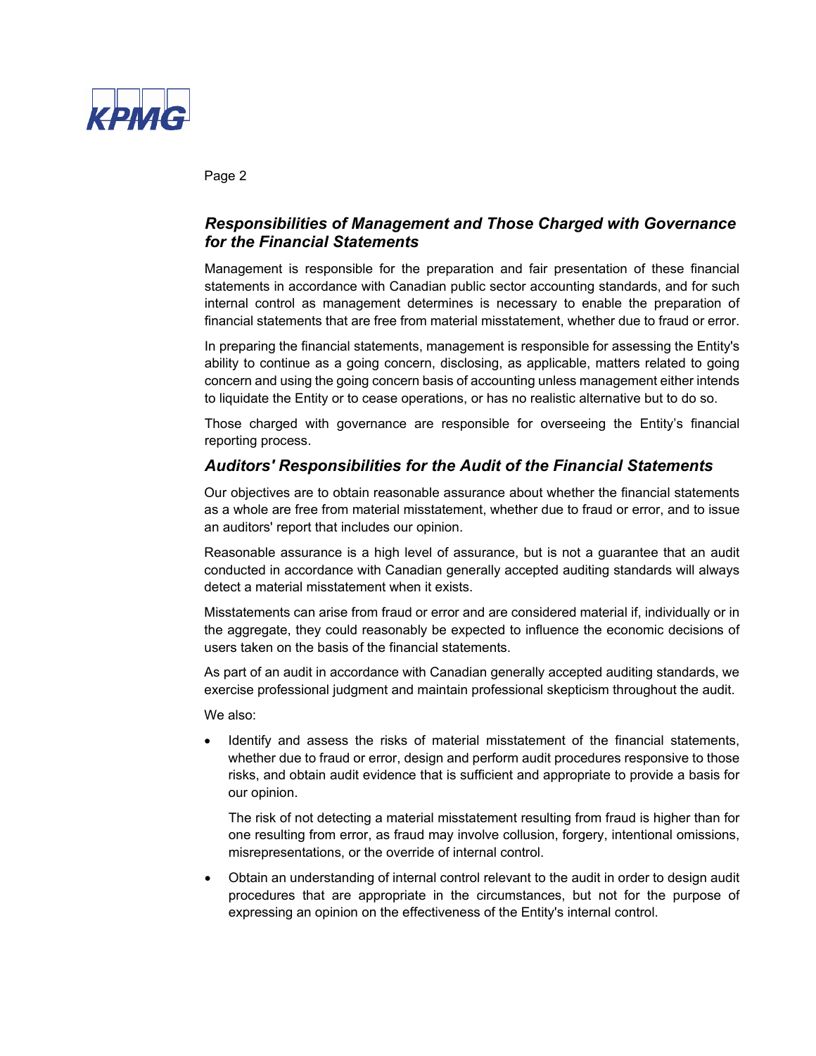### *Responsibilities of Management and Those Charged with Governance for the Financial Statements*

Management is responsible for the preparation and fair presentation of these financial statements in accordance with Canadian public sector accounting standards, and for such internal control as management determines is necessary to enable the preparation of financial statements that are free from material misstatement, whether due to fraud or error.

In preparing the financial statements, management is responsible for assessing the Entity's ability to continue as a going concern, disclosing, as applicable, matters related to going concern and using the going concern basis of accounting unless management either intends to liquidate the Entity or to cease operations, or has no realistic alternative but to do so.

Those charged with governance are responsible for overseeing the Entity's financial reporting process.

### *Auditors' Responsibilities for the Audit of the Financial Statements*

Our objectives are to obtain reasonable assurance about whether the financial statements as a whole are free from material misstatement, whether due to fraud or error, and to issue an auditors' report that includes our opinion.

Reasonable assurance is a high level of assurance, but is not a guarantee that an audit conducted in accordance with Canadian generally accepted auditing standards will always detect a material misstatement when it exists.

Misstatements can arise from fraud or error and are considered material if, individually or in the aggregate, they could reasonably be expected to influence the economic decisions of users taken on the basis of the financial statements.

As part of an audit in accordance with Canadian generally accepted auditing standards, we exercise professional judgment and maintain professional skepticism throughout the audit.

We also:

- Identify and assess the risks of material misstatement of the financial statements, whether due to fraud or error, design and perform audit procedures responsive to those risks, and obtain audit evidence that is sufficient and appropriate to provide a basis for our opinion.

  The risk of not detecting a material misstatement resulting from fraud is higher than for one resulting from error, as fraud may involve collusion, forgery, intentional omissions, misrepresentations, or the override of internal control.

- Obtain an understanding of internal control relevant to the audit in order to design audit procedures that are appropriate in the circumstances, but not for the purpose of expressing an opinion on the effectiveness of the Entity's internal control.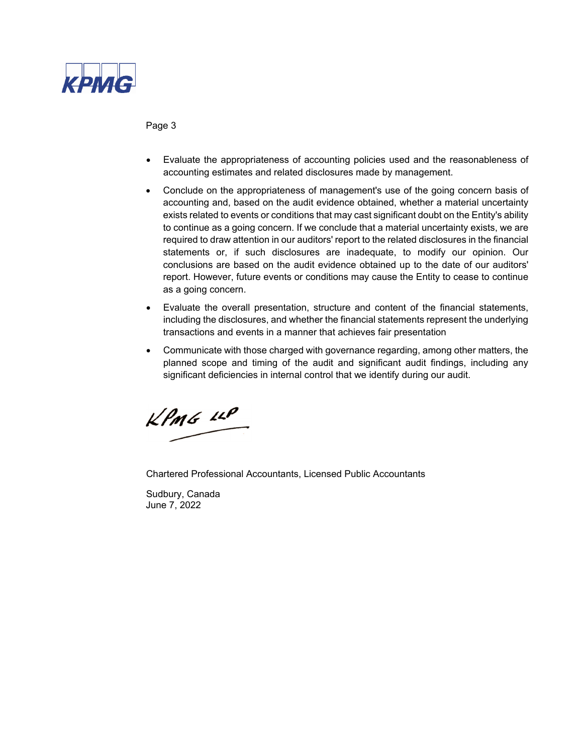- Evaluate the appropriateness of accounting policies used and the reasonableness of accounting estimates and related disclosures made by management.
- Conclude on the appropriateness of management's use of the going concern basis of accounting and, based on the audit evidence obtained, whether a material uncertainty exists related to events or conditions that may cast significant doubt on the Entity's ability to continue as a going concern. If we conclude that a material uncertainty exists, we are required to draw attention in our auditors' report to the related disclosures in the financial statements or, if such disclosures are inadequate, to modify our opinion. Our conclusions are based on the audit evidence obtained up to the date of our auditors' report. However, future events or conditions may cause the Entity to cease to continue as a going concern.
- Evaluate the overall presentation, structure and content of the financial statements, including the disclosures, and whether the financial statements represent the underlying transactions and events in a manner that achieves fair presentation
- Communicate with those charged with governance regarding, among other matters, the planned scope and timing of the audit and significant audit findings, including any significant deficiencies in internal control that we identify during our audit.

KPMG LLP

Chartered Professional Accountants, Licensed Public Accountants

Sudbury, Canada
June 7, 2022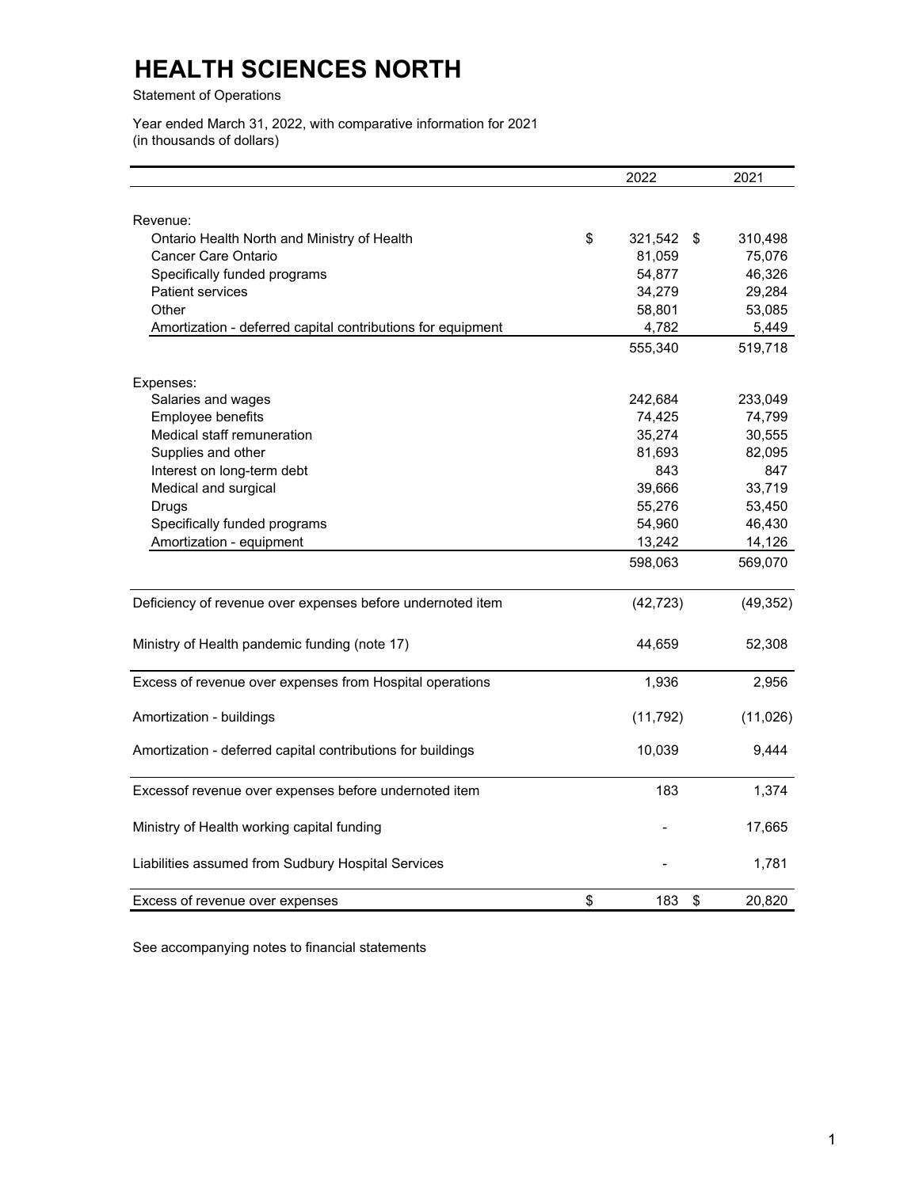# HEALTH SCIENCES NORTH

Statement of Operations

Year ended March 31, 2022, with comparative information for 2021
(in thousands of dollars)

| | 2022 | 2021 |
|---|---|---|
| Revenue: | | |
| Ontario Health North and Ministry of Health | $ 321,542 | $ 310,498 |
| Cancer Care Ontario | 81,059 | 75,076 |
| Specifically funded programs | 54,877 | 46,326 |
| Patient services | 34,279 | 29,284 |
| Other | 58,801 | 53,085 |
| Amortization - deferred capital contributions for equipment | 4,782 | 5,449 |
| | 555,340 | 519,718 |
| Expenses: | | |
| Salaries and wages | 242,684 | 233,049 |
| Employee benefits | 74,425 | 74,799 |
| Medical staff remuneration | 35,274 | 30,555 |
| Supplies and other | 81,693 | 82,095 |
| Interest on long-term debt | 843 | 847 |
| Medical and surgical | 39,666 | 33,719 |
| Drugs | 55,276 | 53,450 |
| Specifically funded programs | 54,960 | 46,430 |
| Amortization - equipment | 13,242 | 14,126 |
| | 598,063 | 569,070 |
| Deficiency of revenue over expenses before undernoted item | (42,723) | (49,352) |
| Ministry of Health pandemic funding (note 17) | 44,659 | 52,308 |
| Excess of revenue over expenses from Hospital operations | 1,936 | 2,956 |
| Amortization - buildings | (11,792) | (11,026) |
| Amortization - deferred capital contributions for buildings | 10,039 | 9,444 |
| Excessof revenue over expenses before undernoted item | 183 | 1,374 |
| Ministry of Health working capital funding | - | 17,665 |
| Liabilities assumed from Sudbury Hospital Services | - | 1,781 |
| Excess of revenue over expenses | $ 183 | $ 20,820 |

See accompanying notes to financial statements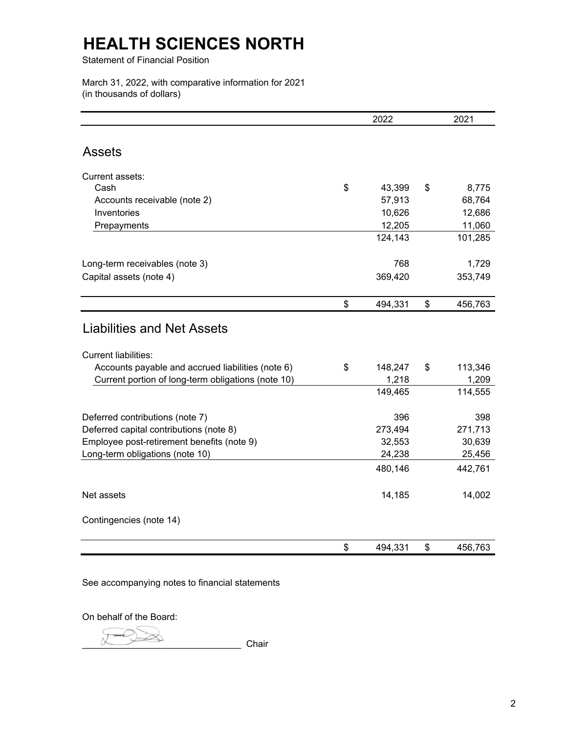# HEALTH SCIENCES NORTH

Statement of Financial Position

March 31, 2022, with comparative information for 2021
(in thousands of dollars)

| | 2022 | 2021 |
|---|---|---|
| **Assets** | | |
| Current assets: | | |
| Cash | $ 43,399 | $ 8,775 |
| Accounts receivable (note 2) | 57,913 | 68,764 |
| Inventories | 10,626 | 12,686 |
| Prepayments | 12,205 | 11,060 |
| | 124,143 | 101,285 |
| Long-term receivables (note 3) | 768 | 1,729 |
| Capital assets (note 4) | 369,420 | 353,749 |
| | $ 494,331 | $ 456,763 |
| **Liabilities and Net Assets** | | |
| Current liabilities: | | |
| Accounts payable and accrued liabilities (note 6) | $ 148,247 | $ 113,346 |
| Current portion of long-term obligations (note 10) | 1,218 | 1,209 |
| | 149,465 | 114,555 |
| Deferred contributions (note 7) | 396 | 398 |
| Deferred capital contributions (note 8) | 273,494 | 271,713 |
| Employee post-retirement benefits (note 9) | 32,553 | 30,639 |
| Long-term obligations (note 10) | 24,238 | 25,456 |
| | 480,146 | 442,761 |
| Net assets | 14,185 | 14,002 |
| Contingencies (note 14) | | |
| | $ 494,331 | $ 456,763 |

See accompanying notes to financial statements

On behalf of the Board:

_______________________________ Chair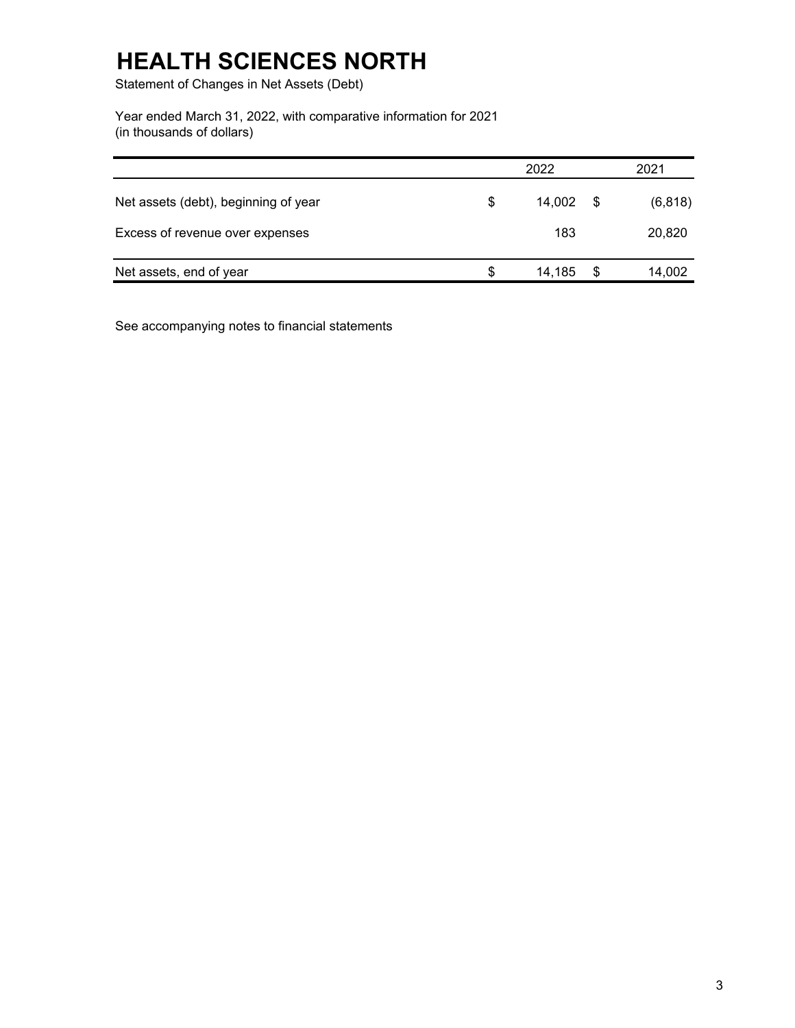# HEALTH SCIENCES NORTH

Statement of Changes in Net Assets (Debt)

Year ended March 31, 2022, with comparative information for 2021
(in thousands of dollars)

| | 2022 | 2021 |
|---|---|---|
| Net assets (debt), beginning of year | $ 14,002 | $ (6,818) |
| Excess of revenue over expenses | 183 | 20,820 |
| Net assets, end of year | $ 14,185 | $ 14,002 |

See accompanying notes to financial statements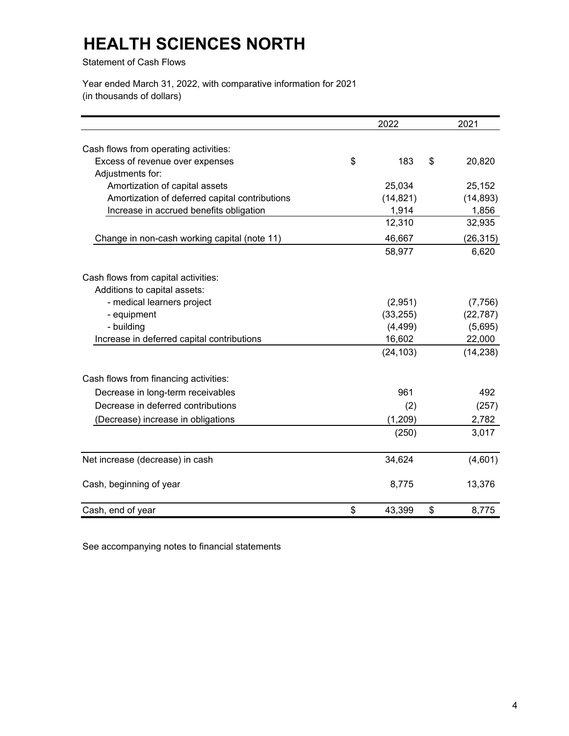# HEALTH SCIENCES NORTH

Statement of Cash Flows

Year ended March 31, 2022, with comparative information for 2021
(in thousands of dollars)

| | 2022 | 2021 |
|---|---|---|
| Cash flows from operating activities: | | |
| Excess of revenue over expenses | $ 183 | $ 20,820 |
| Adjustments for: | | |
| Amortization of capital assets | 25,034 | 25,152 |
| Amortization of deferred capital contributions | (14,821) | (14,893) |
| Increase in accrued benefits obligation | 1,914 | 1,856 |
| | 12,310 | 32,935 |
| Change in non-cash working capital (note 11) | 46,667 | (26,315) |
| | 58,977 | 6,620 |
| Cash flows from capital activities: | | |
| Additions to capital assets: | | |
| - medical learners project | (2,951) | (7,756) |
| - equipment | (33,255) | (22,787) |
| - building | (4,499) | (5,695) |
| Increase in deferred capital contributions | 16,602 | 22,000 |
| | (24,103) | (14,238) |
| Cash flows from financing activities: | | |
| Decrease in long-term receivables | 961 | 492 |
| Decrease in deferred contributions | (2) | (257) |
| (Decrease) increase in obligations | (1,209) | 2,782 |
| | (250) | 3,017 |
| Net increase (decrease) in cash | 34,624 | (4,601) |
| Cash, beginning of year | 8,775 | 13,376 |
| Cash, end of year | $ 43,399 | $ 8,775 |

See accompanying notes to financial statements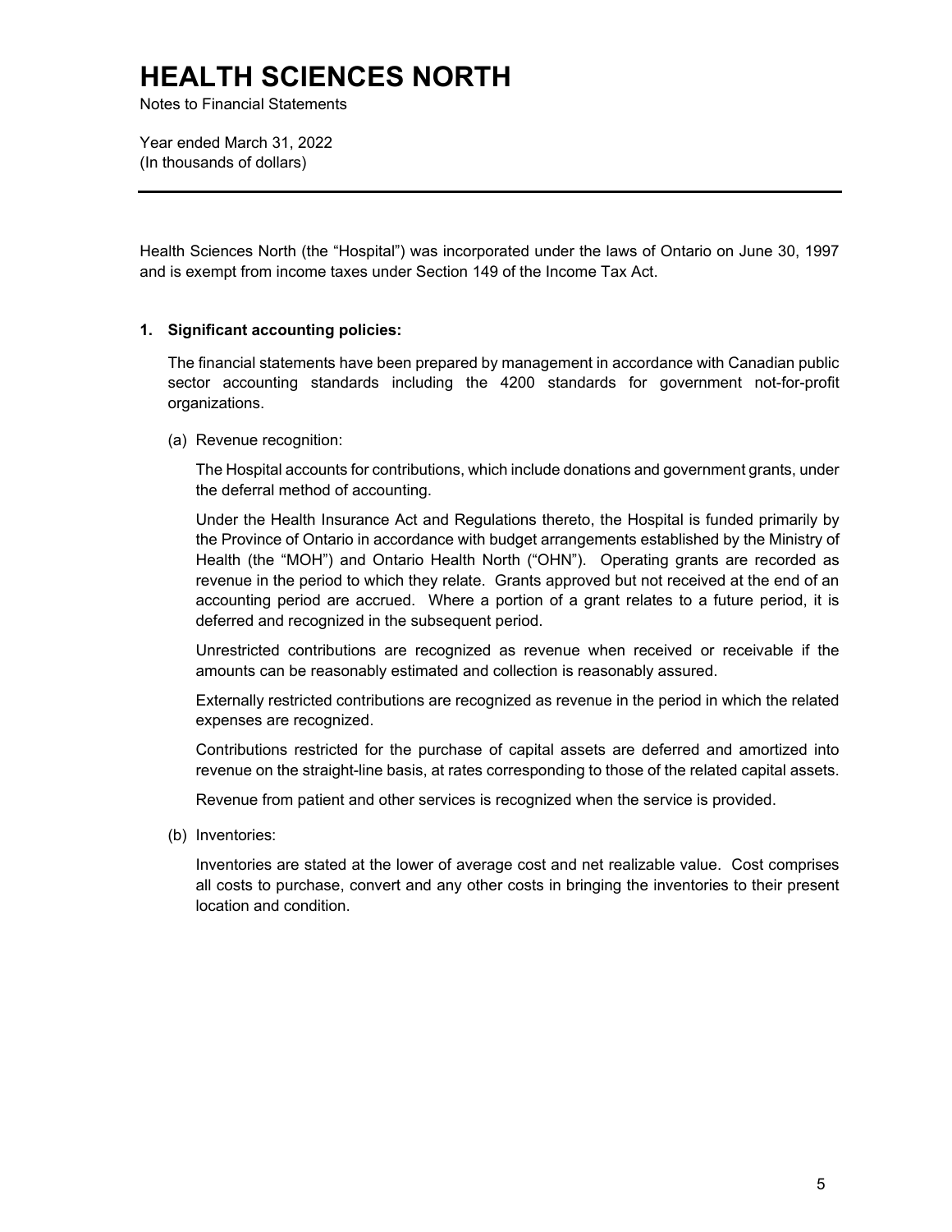# HEALTH SCIENCES NORTH

Notes to Financial Statements

Year ended March 31, 2022
(In thousands of dollars)

---

Health Sciences North (the "Hospital") was incorporated under the laws of Ontario on June 30, 1997 and is exempt from income taxes under Section 149 of the Income Tax Act.

## 1. Significant accounting policies:

The financial statements have been prepared by management in accordance with Canadian public sector accounting standards including the 4200 standards for government not-for-profit organizations.

(a) Revenue recognition:

The Hospital accounts for contributions, which include donations and government grants, under the deferral method of accounting.

Under the Health Insurance Act and Regulations thereto, the Hospital is funded primarily by the Province of Ontario in accordance with budget arrangements established by the Ministry of Health (the "MOH") and Ontario Health North ("OHN"). Operating grants are recorded as revenue in the period to which they relate. Grants approved but not received at the end of an accounting period are accrued. Where a portion of a grant relates to a future period, it is deferred and recognized in the subsequent period.

Unrestricted contributions are recognized as revenue when received or receivable if the amounts can be reasonably estimated and collection is reasonably assured.

Externally restricted contributions are recognized as revenue in the period in which the related expenses are recognized.

Contributions restricted for the purchase of capital assets are deferred and amortized into revenue on the straight-line basis, at rates corresponding to those of the related capital assets.

Revenue from patient and other services is recognized when the service is provided.

(b) Inventories:

Inventories are stated at the lower of average cost and net realizable value. Cost comprises all costs to purchase, convert and any other costs in bringing the inventories to their present location and condition.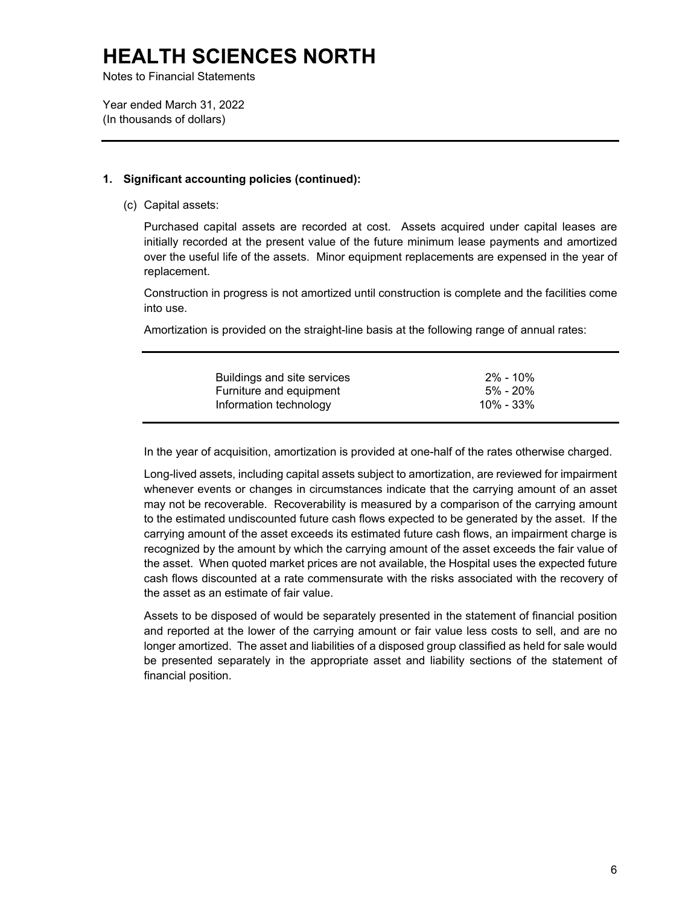# HEALTH SCIENCES NORTH

Notes to Financial Statements

Year ended March 31, 2022
(In thousands of dollars)

## 1. Significant accounting policies (continued):

(c) Capital assets:

Purchased capital assets are recorded at cost. Assets acquired under capital leases are initially recorded at the present value of the future minimum lease payments and amortized over the useful life of the assets. Minor equipment replacements are expensed in the year of replacement.

Construction in progress is not amortized until construction is complete and the facilities come into use.

Amortization is provided on the straight-line basis at the following range of annual rates:

| | |
|---|---|
| Buildings and site services | 2% - 10% |
| Furniture and equipment | 5% - 20% |
| Information technology | 10% - 33% |

In the year of acquisition, amortization is provided at one-half of the rates otherwise charged.

Long-lived assets, including capital assets subject to amortization, are reviewed for impairment whenever events or changes in circumstances indicate that the carrying amount of an asset may not be recoverable. Recoverability is measured by a comparison of the carrying amount to the estimated undiscounted future cash flows expected to be generated by the asset. If the carrying amount of the asset exceeds its estimated future cash flows, an impairment charge is recognized by the amount by which the carrying amount of the asset exceeds the fair value of the asset. When quoted market prices are not available, the Hospital uses the expected future cash flows discounted at a rate commensurate with the risks associated with the recovery of the asset as an estimate of fair value.

Assets to be disposed of would be separately presented in the statement of financial position and reported at the lower of the carrying amount or fair value less costs to sell, and are no longer amortized. The asset and liabilities of a disposed group classified as held for sale would be presented separately in the appropriate asset and liability sections of the statement of financial position.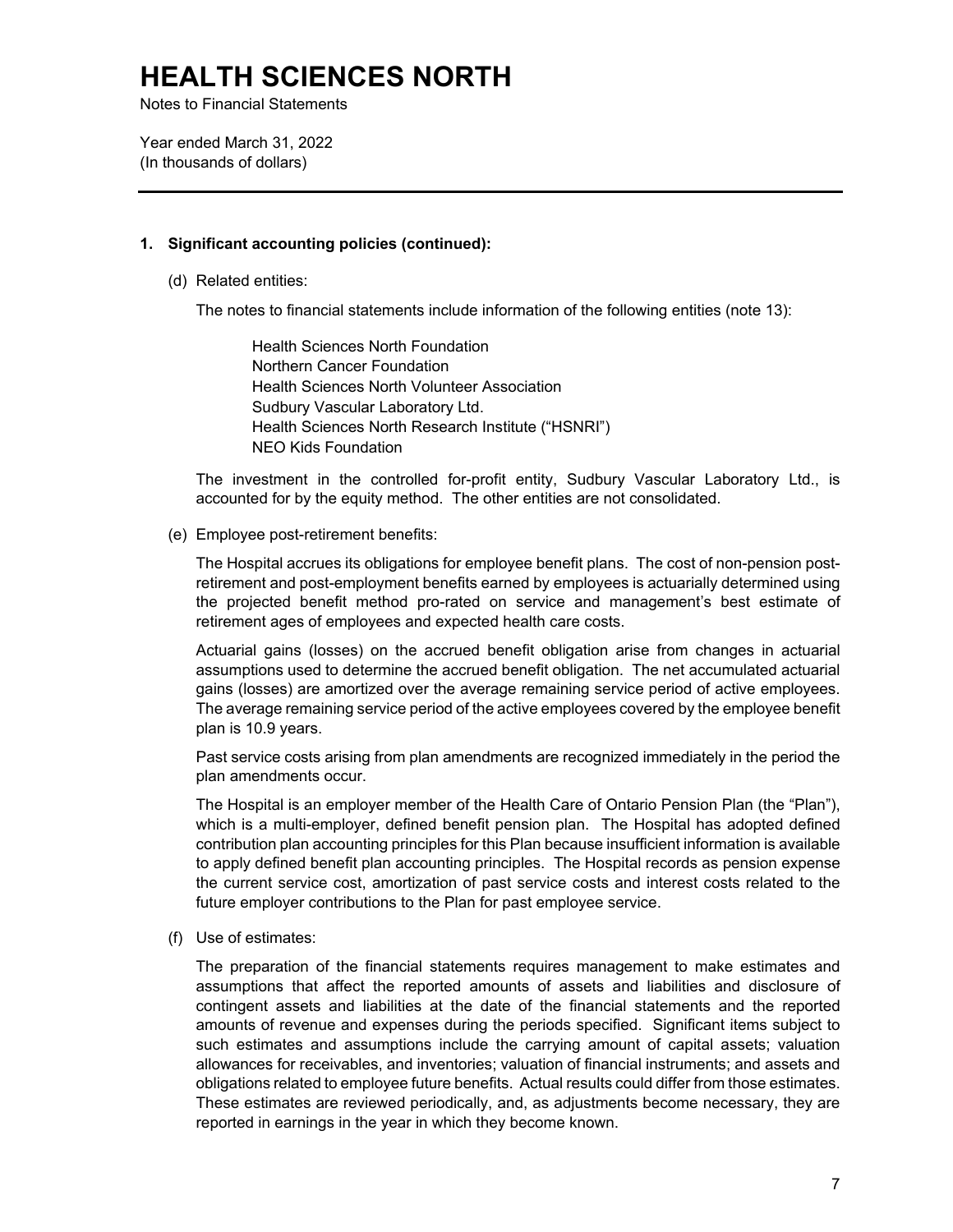# HEALTH SCIENCES NORTH

Notes to Financial Statements

Year ended March 31, 2022
(In thousands of dollars)

---

**1. Significant accounting policies (continued):**

(d) Related entities:

The notes to financial statements include information of the following entities (note 13):

Health Sciences North Foundation
Northern Cancer Foundation
Health Sciences North Volunteer Association
Sudbury Vascular Laboratory Ltd.
Health Sciences North Research Institute ("HSNRI")
NEO Kids Foundation

The investment in the controlled for-profit entity, Sudbury Vascular Laboratory Ltd., is accounted for by the equity method. The other entities are not consolidated.

(e) Employee post-retirement benefits:

The Hospital accrues its obligations for employee benefit plans. The cost of non-pension post-retirement and post-employment benefits earned by employees is actuarially determined using the projected benefit method pro-rated on service and management's best estimate of retirement ages of employees and expected health care costs.

Actuarial gains (losses) on the accrued benefit obligation arise from changes in actuarial assumptions used to determine the accrued benefit obligation. The net accumulated actuarial gains (losses) are amortized over the average remaining service period of active employees. The average remaining service period of the active employees covered by the employee benefit plan is 10.9 years.

Past service costs arising from plan amendments are recognized immediately in the period the plan amendments occur.

The Hospital is an employer member of the Health Care of Ontario Pension Plan (the "Plan"), which is a multi-employer, defined benefit pension plan. The Hospital has adopted defined contribution plan accounting principles for this Plan because insufficient information is available to apply defined benefit plan accounting principles. The Hospital records as pension expense the current service cost, amortization of past service costs and interest costs related to the future employer contributions to the Plan for past employee service.

(f) Use of estimates:

The preparation of the financial statements requires management to make estimates and assumptions that affect the reported amounts of assets and liabilities and disclosure of contingent assets and liabilities at the date of the financial statements and the reported amounts of revenue and expenses during the periods specified. Significant items subject to such estimates and assumptions include the carrying amount of capital assets; valuation allowances for receivables, and inventories; valuation of financial instruments; and assets and obligations related to employee future benefits. Actual results could differ from those estimates. These estimates are reviewed periodically, and, as adjustments become necessary, they are reported in earnings in the year in which they become known.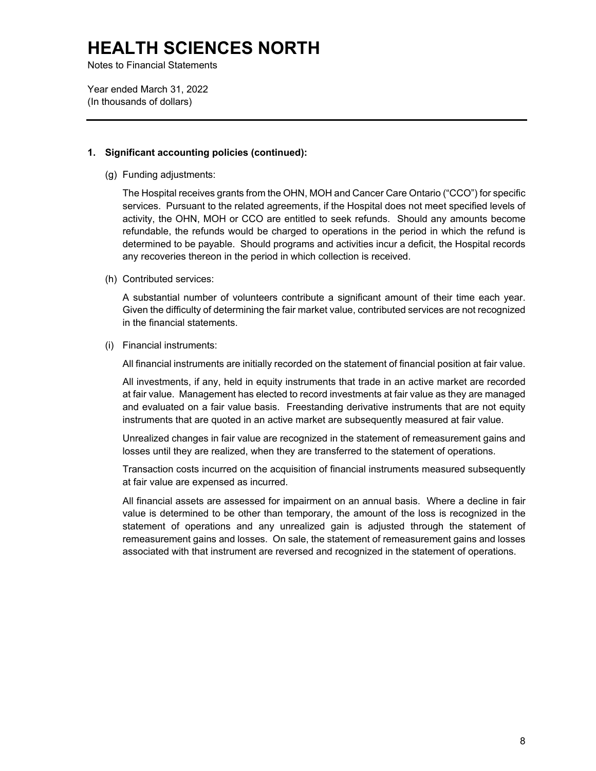# HEALTH SCIENCES NORTH

Notes to Financial Statements

Year ended March 31, 2022
(In thousands of dollars)

---

**1. Significant accounting policies (continued):**

(g) Funding adjustments:

The Hospital receives grants from the OHN, MOH and Cancer Care Ontario ("CCO") for specific services. Pursuant to the related agreements, if the Hospital does not meet specified levels of activity, the OHN, MOH or CCO are entitled to seek refunds. Should any amounts become refundable, the refunds would be charged to operations in the period in which the refund is determined to be payable. Should programs and activities incur a deficit, the Hospital records any recoveries thereon in the period in which collection is received.

(h) Contributed services:

A substantial number of volunteers contribute a significant amount of their time each year. Given the difficulty of determining the fair market value, contributed services are not recognized in the financial statements.

(i) Financial instruments:

All financial instruments are initially recorded on the statement of financial position at fair value.

All investments, if any, held in equity instruments that trade in an active market are recorded at fair value. Management has elected to record investments at fair value as they are managed and evaluated on a fair value basis. Freestanding derivative instruments that are not equity instruments that are quoted in an active market are subsequently measured at fair value.

Unrealized changes in fair value are recognized in the statement of remeasurement gains and losses until they are realized, when they are transferred to the statement of operations.

Transaction costs incurred on the acquisition of financial instruments measured subsequently at fair value are expensed as incurred.

All financial assets are assessed for impairment on an annual basis. Where a decline in fair value is determined to be other than temporary, the amount of the loss is recognized in the statement of operations and any unrealized gain is adjusted through the statement of remeasurement gains and losses. On sale, the statement of remeasurement gains and losses associated with that instrument are reversed and recognized in the statement of operations.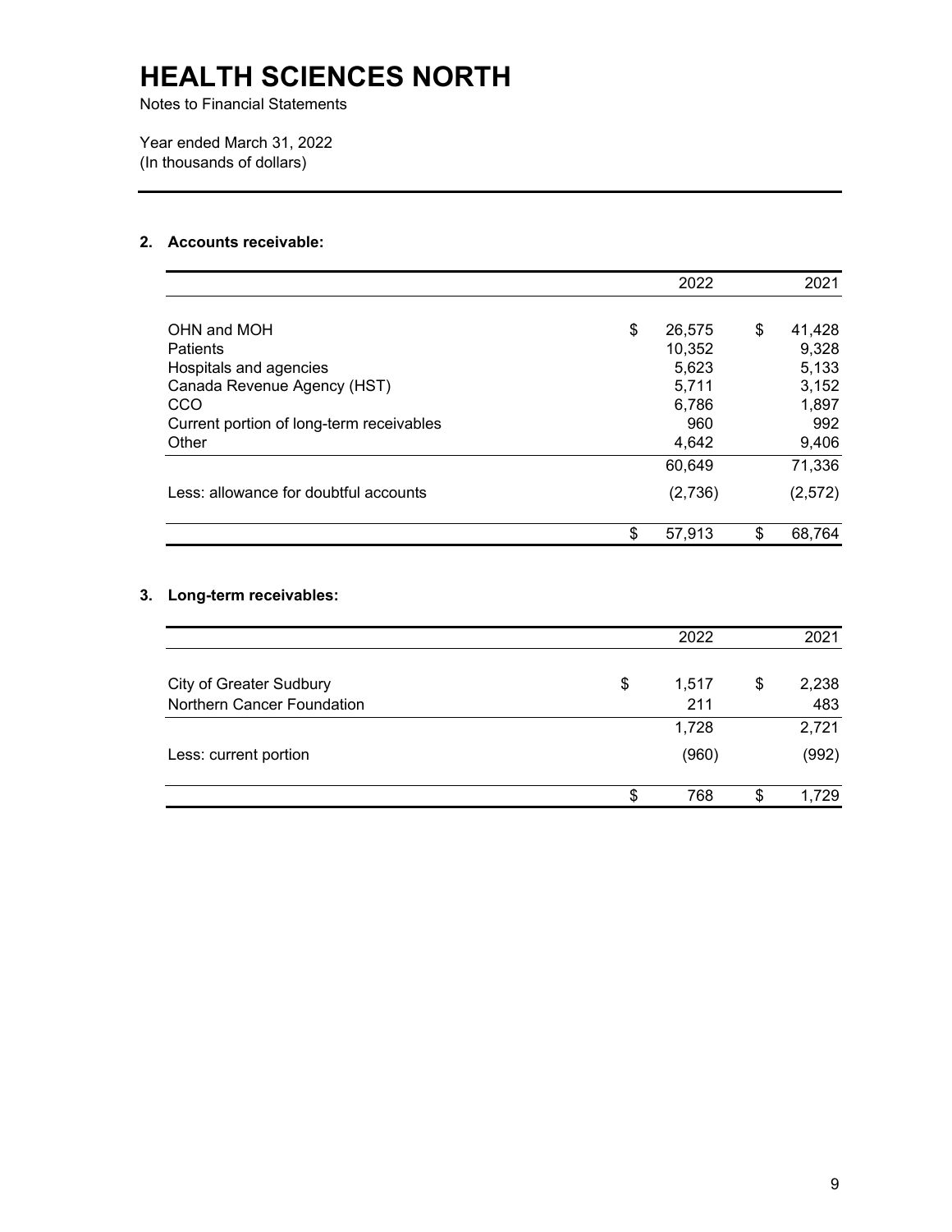# HEALTH SCIENCES NORTH

Notes to Financial Statements

Year ended March 31, 2022
(In thousands of dollars)

---

**2. Accounts receivable:**

| | 2022 | 2021 |
|---|---:|---:|
| OHN and MOH | $ 26,575 | $ 41,428 |
| Patients | 10,352 | 9,328 |
| Hospitals and agencies | 5,623 | 5,133 |
| Canada Revenue Agency (HST) | 5,711 | 3,152 |
| CCO | 6,786 | 1,897 |
| Current portion of long-term receivables | 960 | 992 |
| Other | 4,642 | 9,406 |
| | 60,649 | 71,336 |
| Less: allowance for doubtful accounts | (2,736) | (2,572) |
| | $ 57,913 | $ 68,764 |

**3. Long-term receivables:**

| | 2022 | 2021 |
|---|---:|---:|
| City of Greater Sudbury | $ 1,517 | $ 2,238 |
| Northern Cancer Foundation | 211 | 483 |
| | 1,728 | 2,721 |
| Less: current portion | (960) | (992) |
| | $ 768 | $ 1,729 |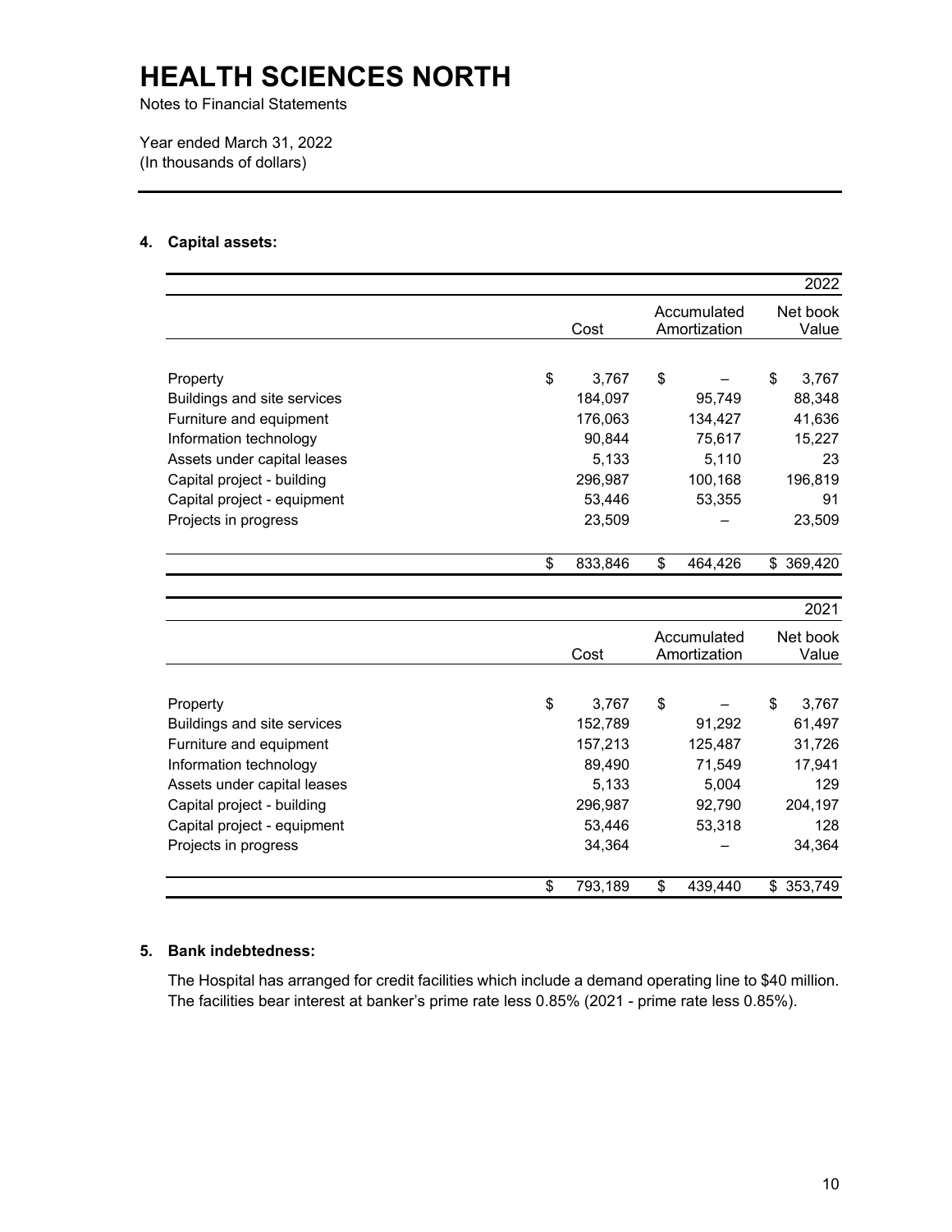# HEALTH SCIENCES NORTH

Notes to Financial Statements

Year ended March 31, 2022
(In thousands of dollars)

## 4. Capital assets:

| | | | 2022 |
|---|---|---|---|
| | Cost | Accumulated Amortization | Net book Value |
| Property | $ 3,767 | $ – | $ 3,767 |
| Buildings and site services | 184,097 | 95,749 | 88,348 |
| Furniture and equipment | 176,063 | 134,427 | 41,636 |
| Information technology | 90,844 | 75,617 | 15,227 |
| Assets under capital leases | 5,133 | 5,110 | 23 |
| Capital project - building | 296,987 | 100,168 | 196,819 |
| Capital project - equipment | 53,446 | 53,355 | 91 |
| Projects in progress | 23,509 | – | 23,509 |
| | $ 833,846 | $ 464,426 | $ 369,420 |

| | | | 2021 |
|---|---|---|---|
| | Cost | Accumulated Amortization | Net book Value |
| Property | $ 3,767 | $ – | $ 3,767 |
| Buildings and site services | 152,789 | 91,292 | 61,497 |
| Furniture and equipment | 157,213 | 125,487 | 31,726 |
| Information technology | 89,490 | 71,549 | 17,941 |
| Assets under capital leases | 5,133 | 5,004 | 129 |
| Capital project - building | 296,987 | 92,790 | 204,197 |
| Capital project - equipment | 53,446 | 53,318 | 128 |
| Projects in progress | 34,364 | – | 34,364 |
| | $ 793,189 | $ 439,440 | $ 353,749 |

## 5. Bank indebtedness:

The Hospital has arranged for credit facilities which include a demand operating line to $40 million. The facilities bear interest at banker's prime rate less 0.85% (2021 - prime rate less 0.85%).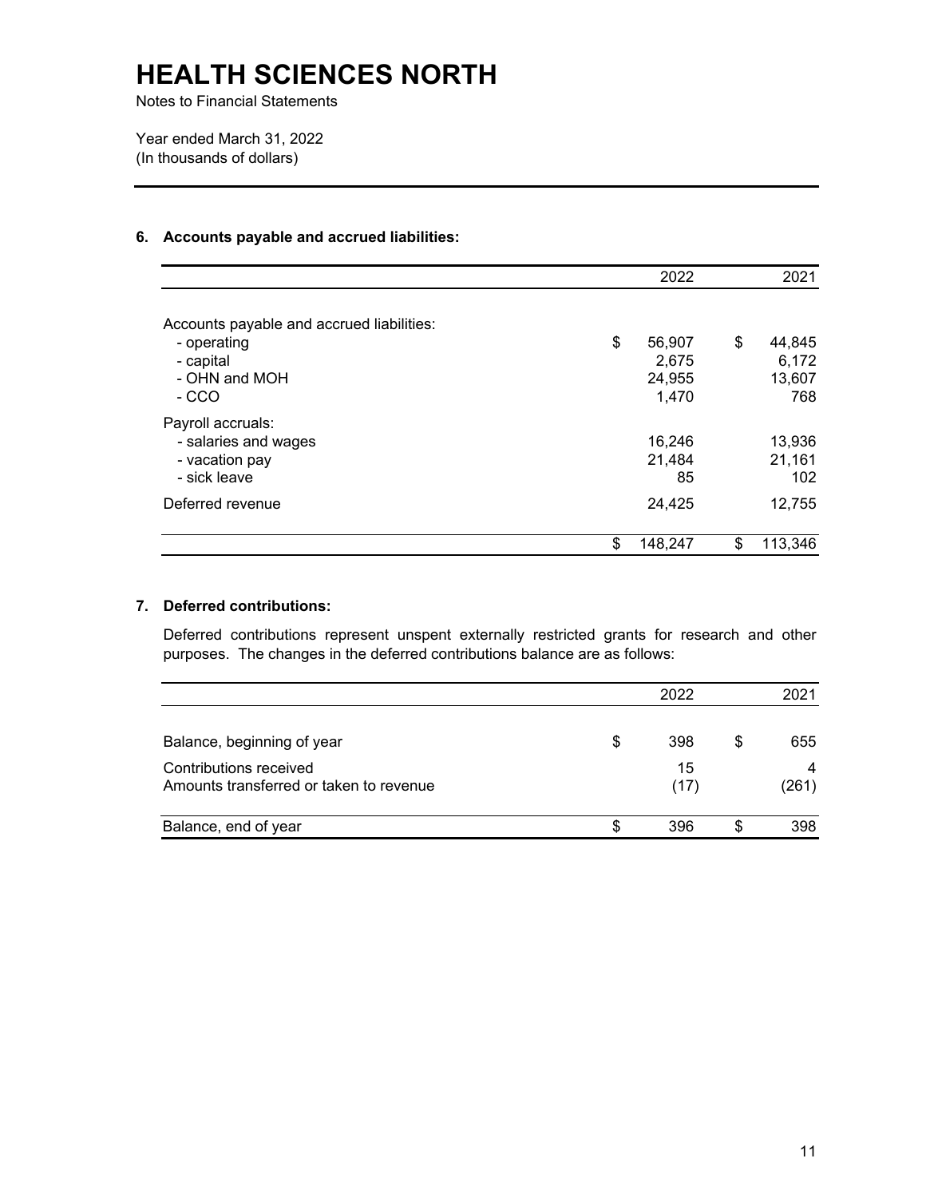# HEALTH SCIENCES NORTH

Notes to Financial Statements

Year ended March 31, 2022
(In thousands of dollars)

## 6. Accounts payable and accrued liabilities:

| | 2022 | 2021 |
|---|---|---|
| Accounts payable and accrued liabilities: | | |
| - operating | $ 56,907 | $ 44,845 |
| - capital | 2,675 | 6,172 |
| - OHN and MOH | 24,955 | 13,607 |
| - CCO | 1,470 | 768 |
| Payroll accruals: | | |
| - salaries and wages | 16,246 | 13,936 |
| - vacation pay | 21,484 | 21,161 |
| - sick leave | 85 | 102 |
| Deferred revenue | 24,425 | 12,755 |
| | $ 148,247 | $ 113,346 |

## 7. Deferred contributions:

Deferred contributions represent unspent externally restricted grants for research and other purposes. The changes in the deferred contributions balance are as follows:

| | 2022 | 2021 |
|---|---|---|
| Balance, beginning of year | $ 398 | $ 655 |
| Contributions received | 15 | 4 |
| Amounts transferred or taken to revenue | (17) | (261) |
| Balance, end of year | $ 396 | $ 398 |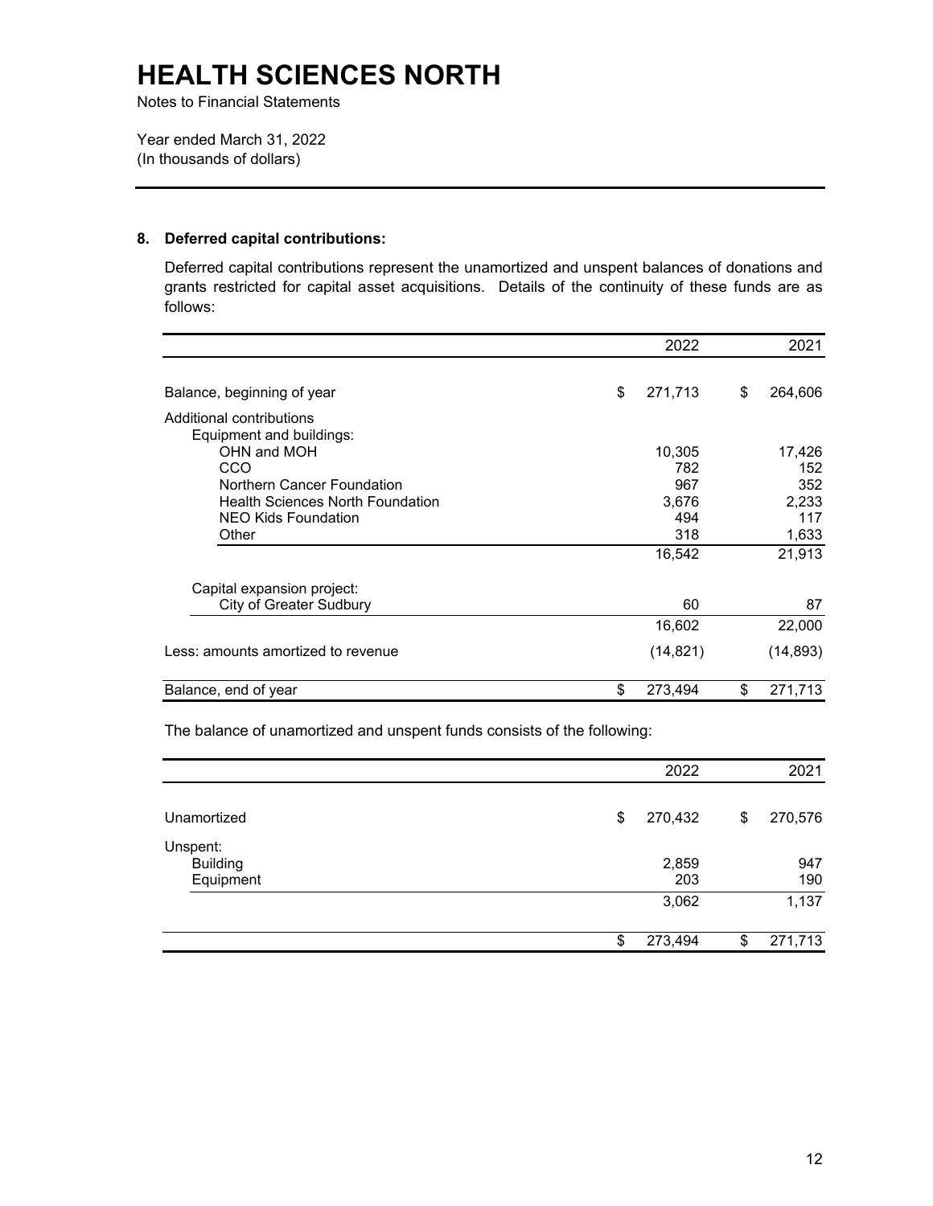# HEALTH SCIENCES NORTH

Notes to Financial Statements

Year ended March 31, 2022
(In thousands of dollars)

## 8. Deferred capital contributions:

Deferred capital contributions represent the unamortized and unspent balances of donations and grants restricted for capital asset acquisitions. Details of the continuity of these funds are as follows:

| | 2022 | 2021 |
|---|---|---|
| Balance, beginning of year | $ 271,713 | $ 264,606 |
| Additional contributions | | |
| Equipment and buildings: | | |
| OHN and MOH | 10,305 | 17,426 |
| CCO | 782 | 152 |
| Northern Cancer Foundation | 967 | 352 |
| Health Sciences North Foundation | 3,676 | 2,233 |
| NEO Kids Foundation | 494 | 117 |
| Other | 318 | 1,633 |
| | 16,542 | 21,913 |
| Capital expansion project: | | |
| City of Greater Sudbury | 60 | 87 |
| | 16,602 | 22,000 |
| Less: amounts amortized to revenue | (14,821) | (14,893) |
| Balance, end of year | $ 273,494 | $ 271,713 |

The balance of unamortized and unspent funds consists of the following:

| | 2022 | 2021 |
|---|---|---|
| Unamortized | $ 270,432 | $ 270,576 |
| Unspent: | | |
| Building | 2,859 | 947 |
| Equipment | 203 | 190 |
| | 3,062 | 1,137 |
| | $ 273,494 | $ 271,713 |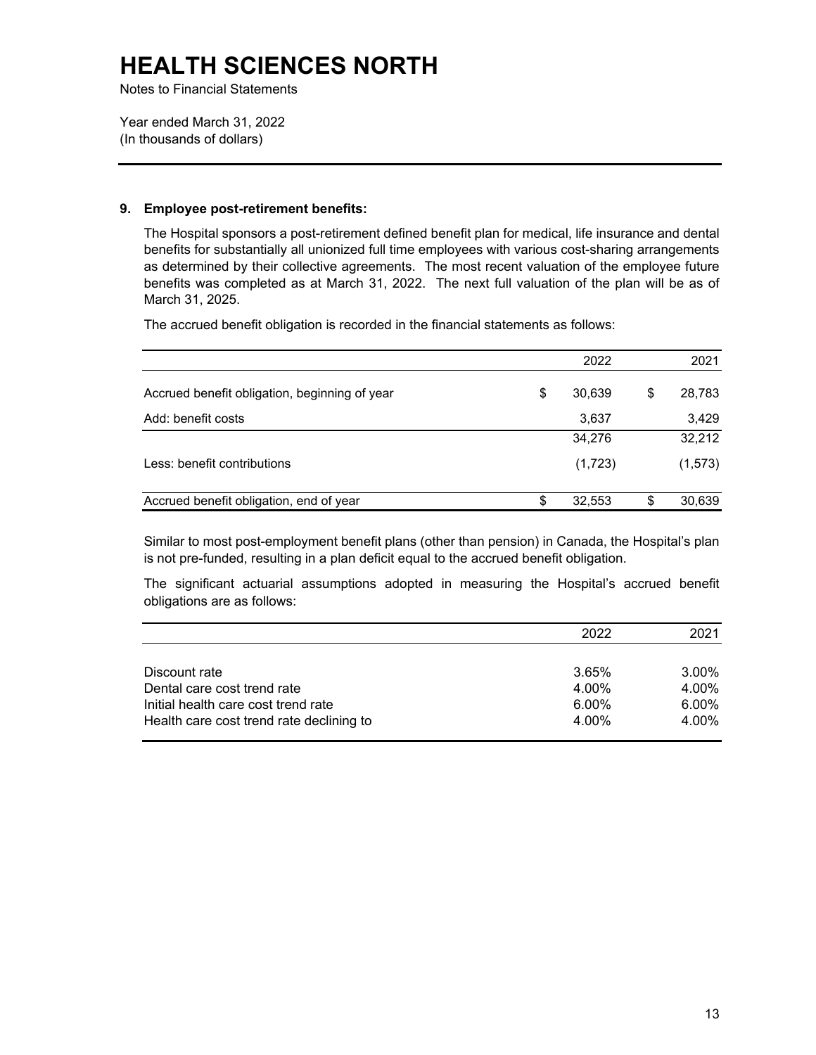# HEALTH SCIENCES NORTH

Notes to Financial Statements

Year ended March 31, 2022
(In thousands of dollars)

## 9. Employee post-retirement benefits:

The Hospital sponsors a post-retirement defined benefit plan for medical, life insurance and dental benefits for substantially all unionized full time employees with various cost-sharing arrangements as determined by their collective agreements. The most recent valuation of the employee future benefits was completed as at March 31, 2022. The next full valuation of the plan will be as of March 31, 2025.

The accrued benefit obligation is recorded in the financial statements as follows:

| | 2022 | 2021 |
|---|---|---|
| Accrued benefit obligation, beginning of year | $ 30,639 | $ 28,783 |
| Add: benefit costs | 3,637 | 3,429 |
| | 34,276 | 32,212 |
| Less: benefit contributions | (1,723) | (1,573) |
| Accrued benefit obligation, end of year | $ 32,553 | $ 30,639 |

Similar to most post-employment benefit plans (other than pension) in Canada, the Hospital's plan is not pre-funded, resulting in a plan deficit equal to the accrued benefit obligation.

The significant actuarial assumptions adopted in measuring the Hospital's accrued benefit obligations are as follows:

| | 2022 | 2021 |
|---|---|---|
| Discount rate | 3.65% | 3.00% |
| Dental care cost trend rate | 4.00% | 4.00% |
| Initial health care cost trend rate | 6.00% | 6.00% |
| Health care cost trend rate declining to | 4.00% | 4.00% |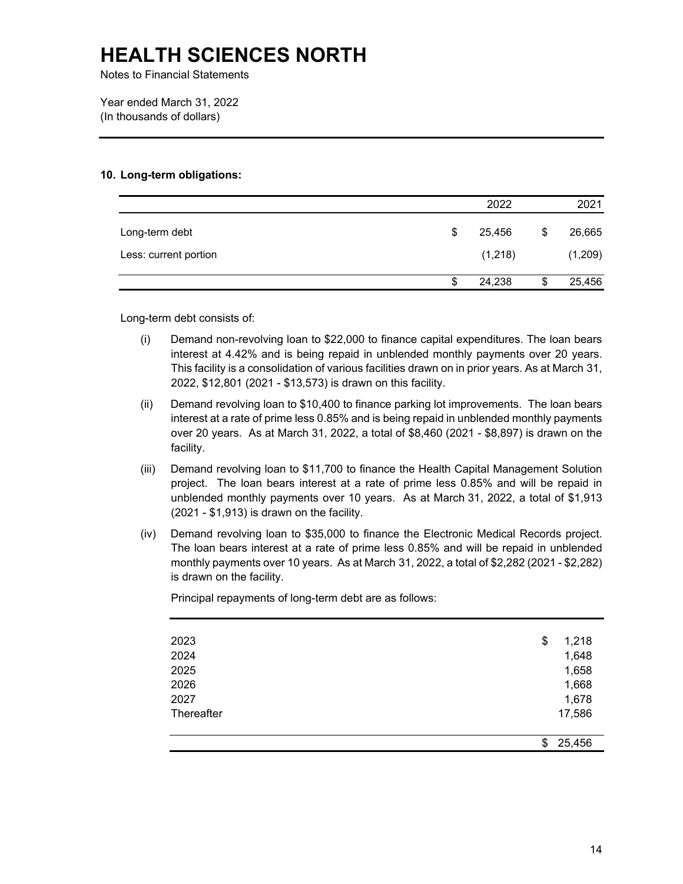# HEALTH SCIENCES NORTH

Notes to Financial Statements

Year ended March 31, 2022
(In thousands of dollars)

## 10. Long-term obligations:

| | 2022 | 2021 |
|---|---|---|
| Long-term debt | $ 25,456 | $ 26,665 |
| Less: current portion | (1,218) | (1,209) |
| | $ 24,238 | $ 25,456 |

Long-term debt consists of:

(i) Demand non-revolving loan to $22,000 to finance capital expenditures. The loan bears interest at 4.42% and is being repaid in unblended monthly payments over 20 years. This facility is a consolidation of various facilities drawn on in prior years. As at March 31, 2022, $12,801 (2021 - $13,573) is drawn on this facility.

(ii) Demand revolving loan to $10,400 to finance parking lot improvements. The loan bears interest at a rate of prime less 0.85% and is being repaid in unblended monthly payments over 20 years. As at March 31, 2022, a total of $8,460 (2021 - $8,897) is drawn on the facility.

(iii) Demand revolving loan to $11,700 to finance the Health Capital Management Solution project. The loan bears interest at a rate of prime less 0.85% and will be repaid in unblended monthly payments over 10 years. As at March 31, 2022, a total of $1,913 (2021 - $1,913) is drawn on the facility.

(iv) Demand revolving loan to $35,000 to finance the Electronic Medical Records project. The loan bears interest at a rate of prime less 0.85% and will be repaid in unblended monthly payments over 10 years. As at March 31, 2022, a total of $2,282 (2021 - $2,282) is drawn on the facility.

Principal repayments of long-term debt are as follows:

| | |
|---|---|
| 2023 | $ 1,218 |
| 2024 | 1,648 |
| 2025 | 1,658 |
| 2026 | 1,668 |
| 2027 | 1,678 |
| Thereafter | 17,586 |
| | $ 25,456 |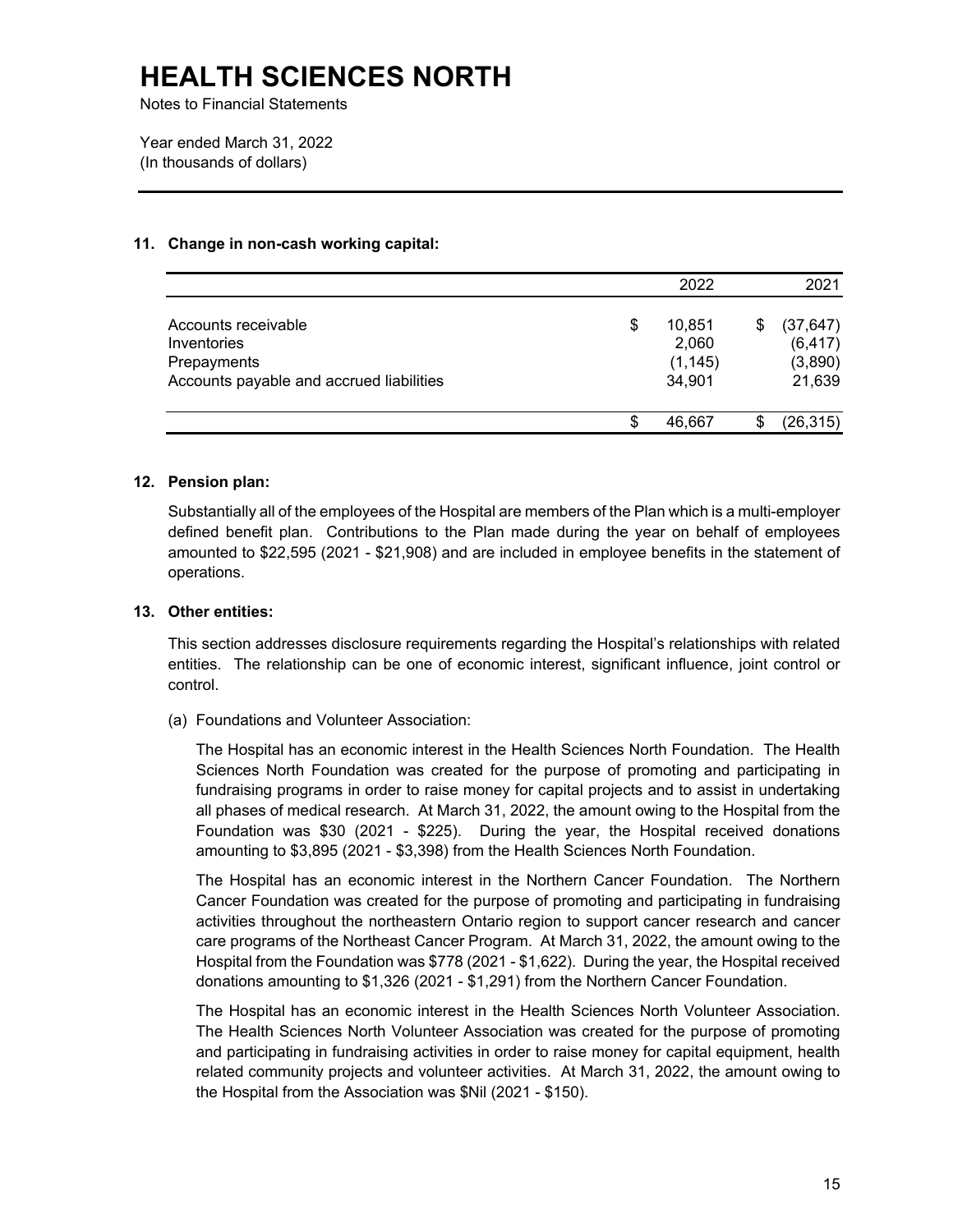# HEALTH SCIENCES NORTH

Notes to Financial Statements

Year ended March 31, 2022
(In thousands of dollars)

## 11. Change in non-cash working capital:

| | 2022 | 2021 |
|---|---|---|
| Accounts receivable | $ 10,851 | $ (37,647) |
| Inventories | 2,060 | (6,417) |
| Prepayments | (1,145) | (3,890) |
| Accounts payable and accrued liabilities | 34,901 | 21,639 |
| | $ 46,667 | $ (26,315) |

## 12. Pension plan:

Substantially all of the employees of the Hospital are members of the Plan which is a multi-employer defined benefit plan. Contributions to the Plan made during the year on behalf of employees amounted to $22,595 (2021 - $21,908) and are included in employee benefits in the statement of operations.

## 13. Other entities:

This section addresses disclosure requirements regarding the Hospital's relationships with related entities. The relationship can be one of economic interest, significant influence, joint control or control.

(a) Foundations and Volunteer Association:

The Hospital has an economic interest in the Health Sciences North Foundation. The Health Sciences North Foundation was created for the purpose of promoting and participating in fundraising programs in order to raise money for capital projects and to assist in undertaking all phases of medical research. At March 31, 2022, the amount owing to the Hospital from the Foundation was $30 (2021 - $225). During the year, the Hospital received donations amounting to $3,895 (2021 - $3,398) from the Health Sciences North Foundation.

The Hospital has an economic interest in the Northern Cancer Foundation. The Northern Cancer Foundation was created for the purpose of promoting and participating in fundraising activities throughout the northeastern Ontario region to support cancer research and cancer care programs of the Northeast Cancer Program. At March 31, 2022, the amount owing to the Hospital from the Foundation was $778 (2021 - $1,622). During the year, the Hospital received donations amounting to $1,326 (2021 - $1,291) from the Northern Cancer Foundation.

The Hospital has an economic interest in the Health Sciences North Volunteer Association. The Health Sciences North Volunteer Association was created for the purpose of promoting and participating in fundraising activities in order to raise money for capital equipment, health related community projects and volunteer activities. At March 31, 2022, the amount owing to the Hospital from the Association was $Nil (2021 - $150).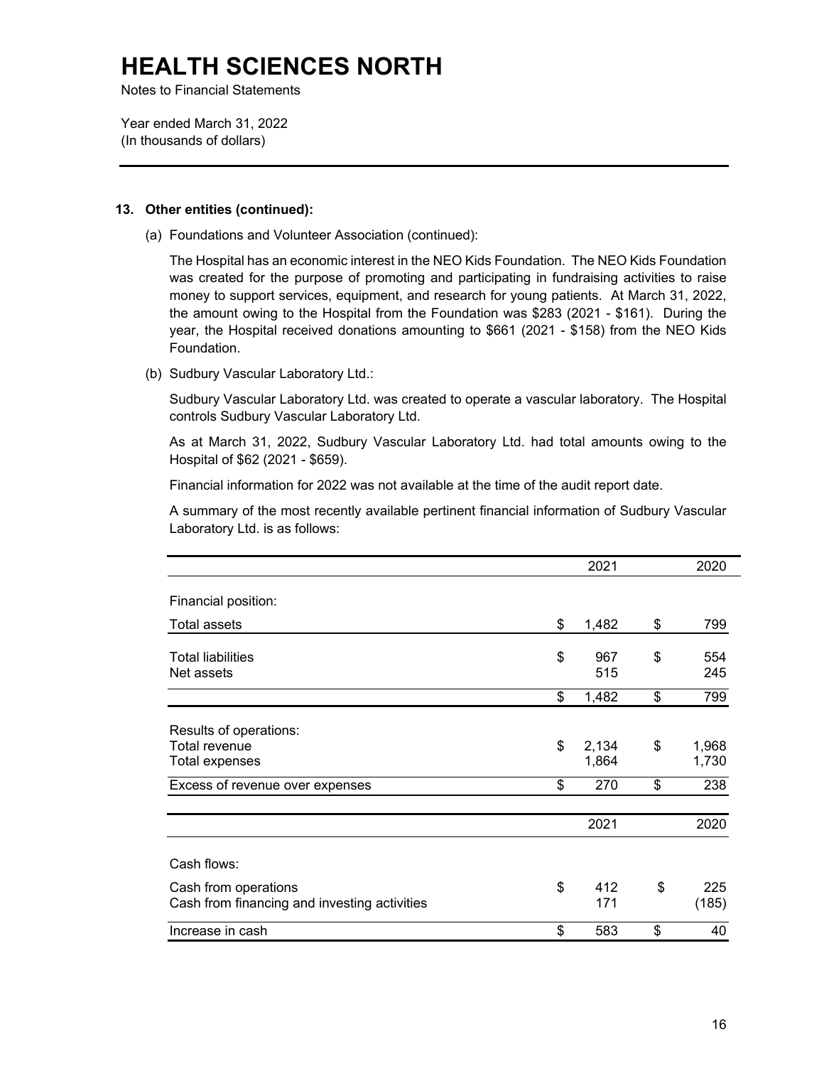# HEALTH SCIENCES NORTH

Notes to Financial Statements

Year ended March 31, 2022
(In thousands of dollars)

**13. Other entities (continued):**

(a) Foundations and Volunteer Association (continued):

The Hospital has an economic interest in the NEO Kids Foundation. The NEO Kids Foundation was created for the purpose of promoting and participating in fundraising activities to raise money to support services, equipment, and research for young patients. At March 31, 2022, the amount owing to the Hospital from the Foundation was $283 (2021 - $161). During the year, the Hospital received donations amounting to $661 (2021 - $158) from the NEO Kids Foundation.

(b) Sudbury Vascular Laboratory Ltd.:

Sudbury Vascular Laboratory Ltd. was created to operate a vascular laboratory. The Hospital controls Sudbury Vascular Laboratory Ltd.

As at March 31, 2022, Sudbury Vascular Laboratory Ltd. had total amounts owing to the Hospital of $62 (2021 - $659).

Financial information for 2022 was not available at the time of the audit report date.

A summary of the most recently available pertinent financial information of Sudbury Vascular Laboratory Ltd. is as follows:

| | 2021 | 2020 |
|---|---|---|
| Financial position: | | |
| Total assets | $ 1,482 | $ 799 |
| Total liabilities | $ 967 | $ 554 |
| Net assets | 515 | 245 |
| | $ 1,482 | $ 799 |
| Results of operations: | | |
| Total revenue | $ 2,134 | $ 1,968 |
| Total expenses | 1,864 | 1,730 |
| Excess of revenue over expenses | $ 270 | $ 238 |

| | 2021 | 2020 |
|---|---|---|
| Cash flows: | | |
| Cash from operations | $ 412 | $ 225 |
| Cash from financing and investing activities | 171 | (185) |
| Increase in cash | $ 583 | $ 40 |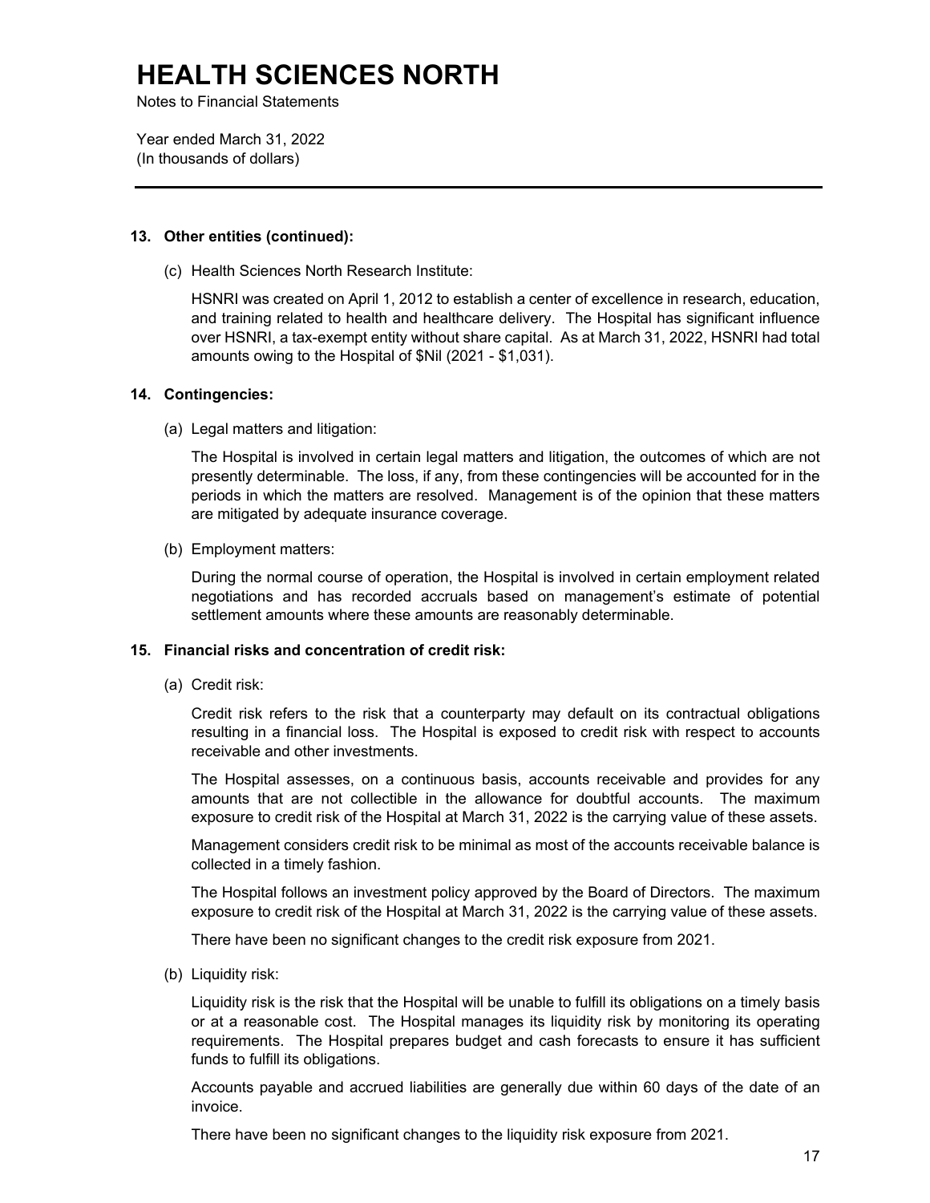# HEALTH SCIENCES NORTH

Notes to Financial Statements

Year ended March 31, 2022
(In thousands of dollars)

---

**13. Other entities (continued):**

(c) Health Sciences North Research Institute:

HSNRI was created on April 1, 2012 to establish a center of excellence in research, education, and training related to health and healthcare delivery. The Hospital has significant influence over HSNRI, a tax-exempt entity without share capital. As at March 31, 2022, HSNRI had total amounts owing to the Hospital of $Nil (2021 - $1,031).

**14. Contingencies:**

(a) Legal matters and litigation:

The Hospital is involved in certain legal matters and litigation, the outcomes of which are not presently determinable. The loss, if any, from these contingencies will be accounted for in the periods in which the matters are resolved. Management is of the opinion that these matters are mitigated by adequate insurance coverage.

(b) Employment matters:

During the normal course of operation, the Hospital is involved in certain employment related negotiations and has recorded accruals based on management's estimate of potential settlement amounts where these amounts are reasonably determinable.

**15. Financial risks and concentration of credit risk:**

(a) Credit risk:

Credit risk refers to the risk that a counterparty may default on its contractual obligations resulting in a financial loss. The Hospital is exposed to credit risk with respect to accounts receivable and other investments.

The Hospital assesses, on a continuous basis, accounts receivable and provides for any amounts that are not collectible in the allowance for doubtful accounts. The maximum exposure to credit risk of the Hospital at March 31, 2022 is the carrying value of these assets.

Management considers credit risk to be minimal as most of the accounts receivable balance is collected in a timely fashion.

The Hospital follows an investment policy approved by the Board of Directors. The maximum exposure to credit risk of the Hospital at March 31, 2022 is the carrying value of these assets.

There have been no significant changes to the credit risk exposure from 2021.

(b) Liquidity risk:

Liquidity risk is the risk that the Hospital will be unable to fulfill its obligations on a timely basis or at a reasonable cost. The Hospital manages its liquidity risk by monitoring its operating requirements. The Hospital prepares budget and cash forecasts to ensure it has sufficient funds to fulfill its obligations.

Accounts payable and accrued liabilities are generally due within 60 days of the date of an invoice.

There have been no significant changes to the liquidity risk exposure from 2021.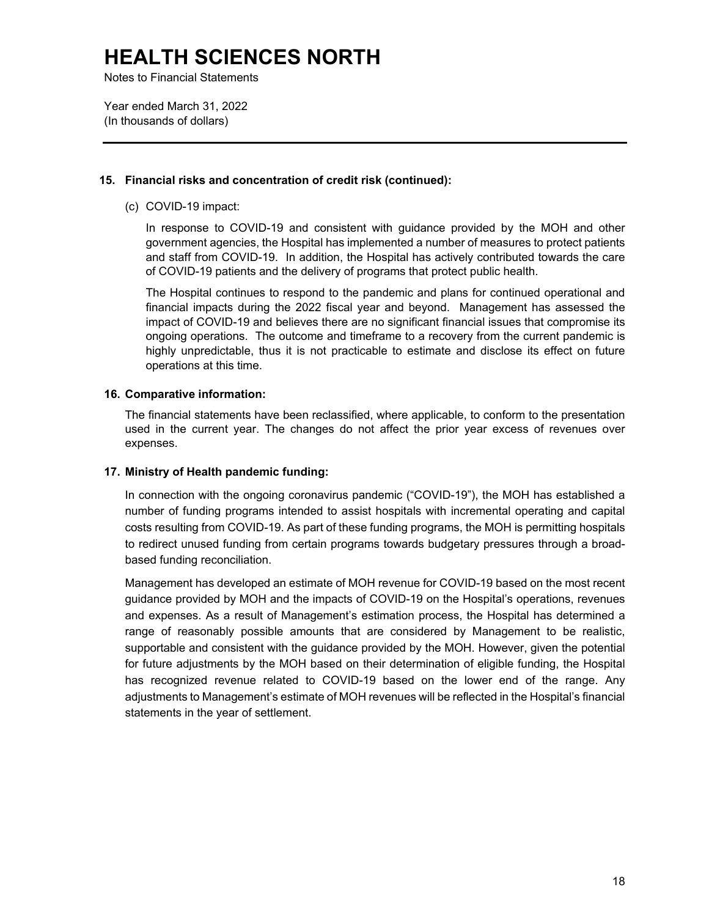# HEALTH SCIENCES NORTH

Notes to Financial Statements

Year ended March 31, 2022
(In thousands of dollars)

---

**15. Financial risks and concentration of credit risk (continued):**

(c) COVID-19 impact:

In response to COVID-19 and consistent with guidance provided by the MOH and other government agencies, the Hospital has implemented a number of measures to protect patients and staff from COVID-19. In addition, the Hospital has actively contributed towards the care of COVID-19 patients and the delivery of programs that protect public health.

The Hospital continues to respond to the pandemic and plans for continued operational and financial impacts during the 2022 fiscal year and beyond. Management has assessed the impact of COVID-19 and believes there are no significant financial issues that compromise its ongoing operations. The outcome and timeframe to a recovery from the current pandemic is highly unpredictable, thus it is not practicable to estimate and disclose its effect on future operations at this time.

**16. Comparative information:**

The financial statements have been reclassified, where applicable, to conform to the presentation used in the current year. The changes do not affect the prior year excess of revenues over expenses.

**17. Ministry of Health pandemic funding:**

In connection with the ongoing coronavirus pandemic ("COVID-19"), the MOH has established a number of funding programs intended to assist hospitals with incremental operating and capital costs resulting from COVID-19. As part of these funding programs, the MOH is permitting hospitals to redirect unused funding from certain programs towards budgetary pressures through a broad-based funding reconciliation.

Management has developed an estimate of MOH revenue for COVID-19 based on the most recent guidance provided by MOH and the impacts of COVID-19 on the Hospital's operations, revenues and expenses. As a result of Management's estimation process, the Hospital has determined a range of reasonably possible amounts that are considered by Management to be realistic, supportable and consistent with the guidance provided by the MOH. However, given the potential for future adjustments by the MOH based on their determination of eligible funding, the Hospital has recognized revenue related to COVID-19 based on the lower end of the range. Any adjustments to Management's estimate of MOH revenues will be reflected in the Hospital's financial statements in the year of settlement.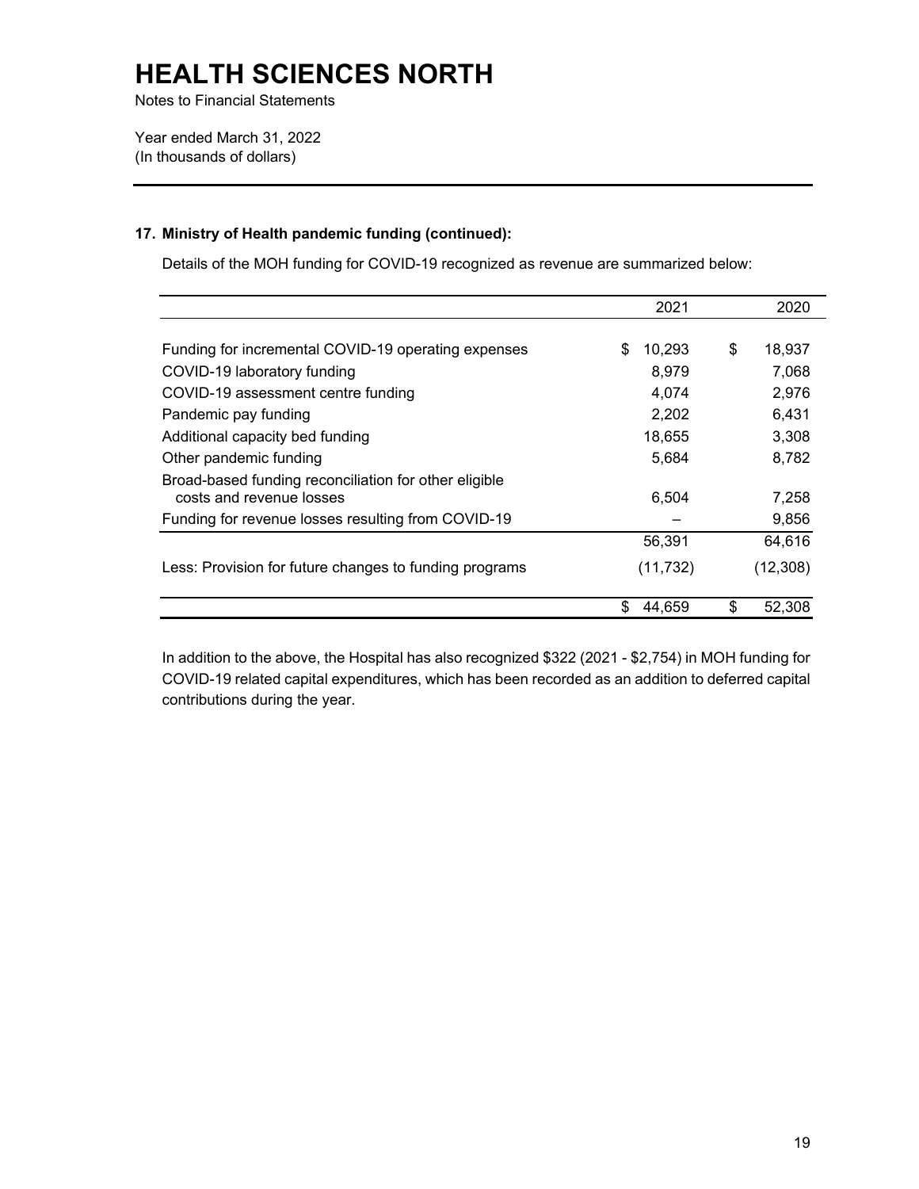# HEALTH SCIENCES NORTH

Notes to Financial Statements

Year ended March 31, 2022
(In thousands of dollars)

---

### 17. Ministry of Health pandemic funding (continued):

Details of the MOH funding for COVID-19 recognized as revenue are summarized below:

| | 2021 | 2020 |
|---|---|---|
| Funding for incremental COVID-19 operating expenses | $ 10,293 | $ 18,937 |
| COVID-19 laboratory funding | 8,979 | 7,068 |
| COVID-19 assessment centre funding | 4,074 | 2,976 |
| Pandemic pay funding | 2,202 | 6,431 |
| Additional capacity bed funding | 18,655 | 3,308 |
| Other pandemic funding | 5,684 | 8,782 |
| Broad-based funding reconciliation for other eligible costs and revenue losses | 6,504 | 7,258 |
| Funding for revenue losses resulting from COVID-19 | – | 9,856 |
| | 56,391 | 64,616 |
| Less: Provision for future changes to funding programs | (11,732) | (12,308) |
| | $ 44,659 | $ 52,308 |

In addition to the above, the Hospital has also recognized $322 (2021 - $2,754) in MOH funding for COVID-19 related capital expenditures, which has been recorded as an addition to deferred capital contributions during the year.